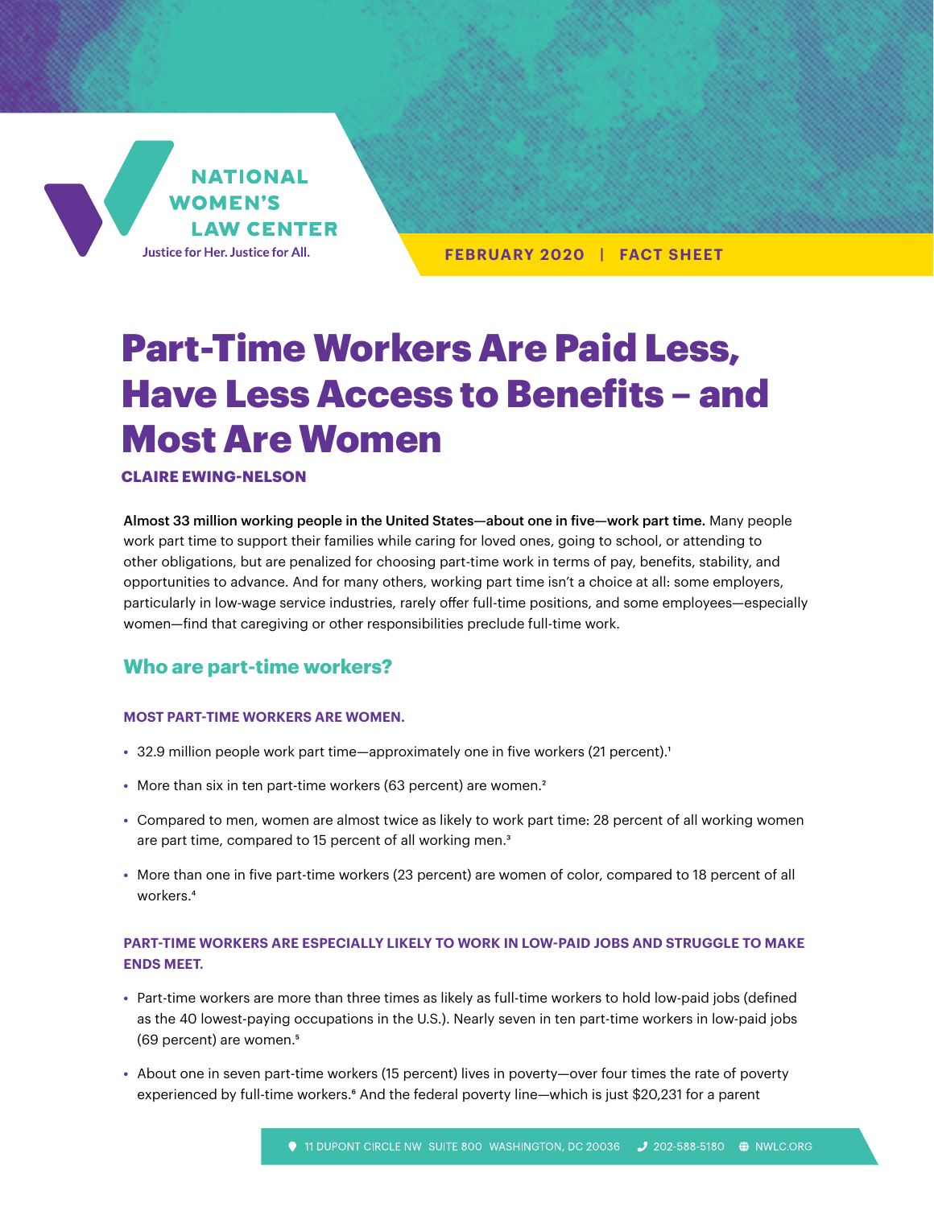NATIONAL WOMEN'S LAW CENTER

Justice for Her. Justice for All.

FEBRUARY 2020 | FACT SHEET

# Part-Time Workers Are Paid Less, Have Less Access to Benefits – and Most Are Women

**CLAIRE EWING-NELSON**

**Almost 33 million working people in the United States—about one in five—work part time.** Many people work part time to support their families while caring for loved ones, going to school, or attending to other obligations, but are penalized for choosing part-time work in terms of pay, benefits, stability, and opportunities to advance. And for many others, working part time isn't a choice at all: some employers, particularly in low-wage service industries, rarely offer full-time positions, and some employees—especially women—find that caregiving or other responsibilities preclude full-time work.

## Who are part-time workers?

### MOST PART-TIME WORKERS ARE WOMEN.

- 32.9 million people work part time—approximately one in five workers (21 percent).[1]
- More than six in ten part-time workers (63 percent) are women.[2]
- Compared to men, women are almost twice as likely to work part time: 28 percent of all working women are part time, compared to 15 percent of all working men.[3]
- More than one in five part-time workers (23 percent) are women of color, compared to 18 percent of all workers.[4]

### PART-TIME WORKERS ARE ESPECIALLY LIKELY TO WORK IN LOW-PAID JOBS AND STRUGGLE TO MAKE ENDS MEET.

- Part-time workers are more than three times as likely as full-time workers to hold low-paid jobs (defined as the 40 lowest-paying occupations in the U.S.). Nearly seven in ten part-time workers in low-paid jobs (69 percent) are women.[5]
- About one in seven part-time workers (15 percent) lives in poverty—over four times the rate of poverty experienced by full-time workers.[6] And the federal poverty line—which is just $20,231 for a parent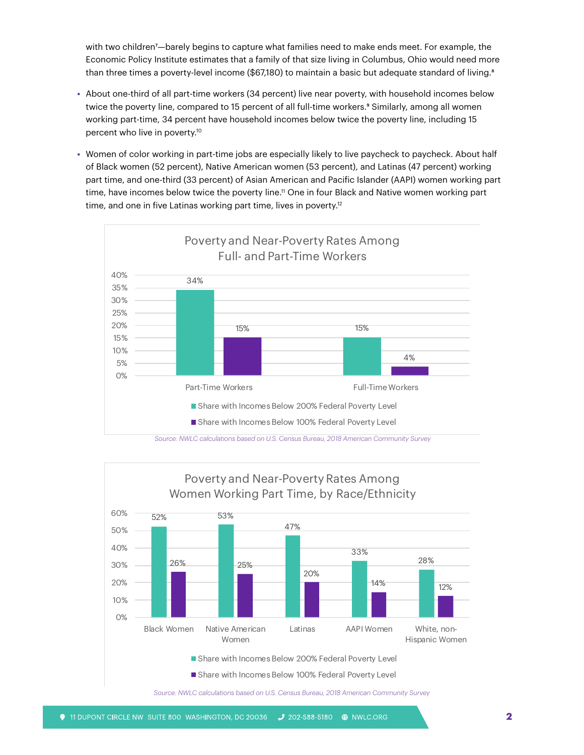with two children[7]—barely begins to capture what families need to make ends meet. For example, the Economic Policy Institute estimates that a family of that size living in Columbus, Ohio would need more than three times a poverty-level income ($67,180) to maintain a basic but adequate standard of living.[8]

- About one-third of all part-time workers (34 percent) live near poverty, with household incomes below twice the poverty line, compared to 15 percent of all full-time workers.[9] Similarly, among all women working part-time, 34 percent have household incomes below twice the poverty line, including 15 percent who live in poverty.[10]
- Women of color working in part-time jobs are especially likely to live paycheck to paycheck. About half of Black women (52 percent), Native American women (53 percent), and Latinas (47 percent) working part time, and one-third (33 percent) of Asian American and Pacific Islander (AAPI) women working part time, have incomes below twice the poverty line.[11] One in four Black and Native women working part time, and one in five Latinas working part time, lives in poverty.[12]

**Poverty and Near-Poverty Rates Among Full- and Part-Time Workers**

| | Share with Incomes Below 200% Federal Poverty Level | Share with Incomes Below 100% Federal Poverty Level |
|---|---|---|
| Part-Time Workers | 34% | 15% |
| Full-Time Workers | 15% | 4% |

*Source: NWLC calculations based on U.S. Census Bureau, 2018 American Community Survey*

**Poverty and Near-Poverty Rates Among Women Working Part Time, by Race/Ethnicity**

| | Share with Incomes Below 200% Federal Poverty Level | Share with Incomes Below 100% Federal Poverty Level |
|---|---|---|
| Black Women | 52% | 26% |
| Native American Women | 53% | 25% |
| Latinas | 47% | 20% |
| AAPI Women | 33% | 14% |
| White, non-Hispanic Women | 28% | 12% |

*Source: NWLC calculations based on U.S. Census Bureau, 2018 American Community Survey*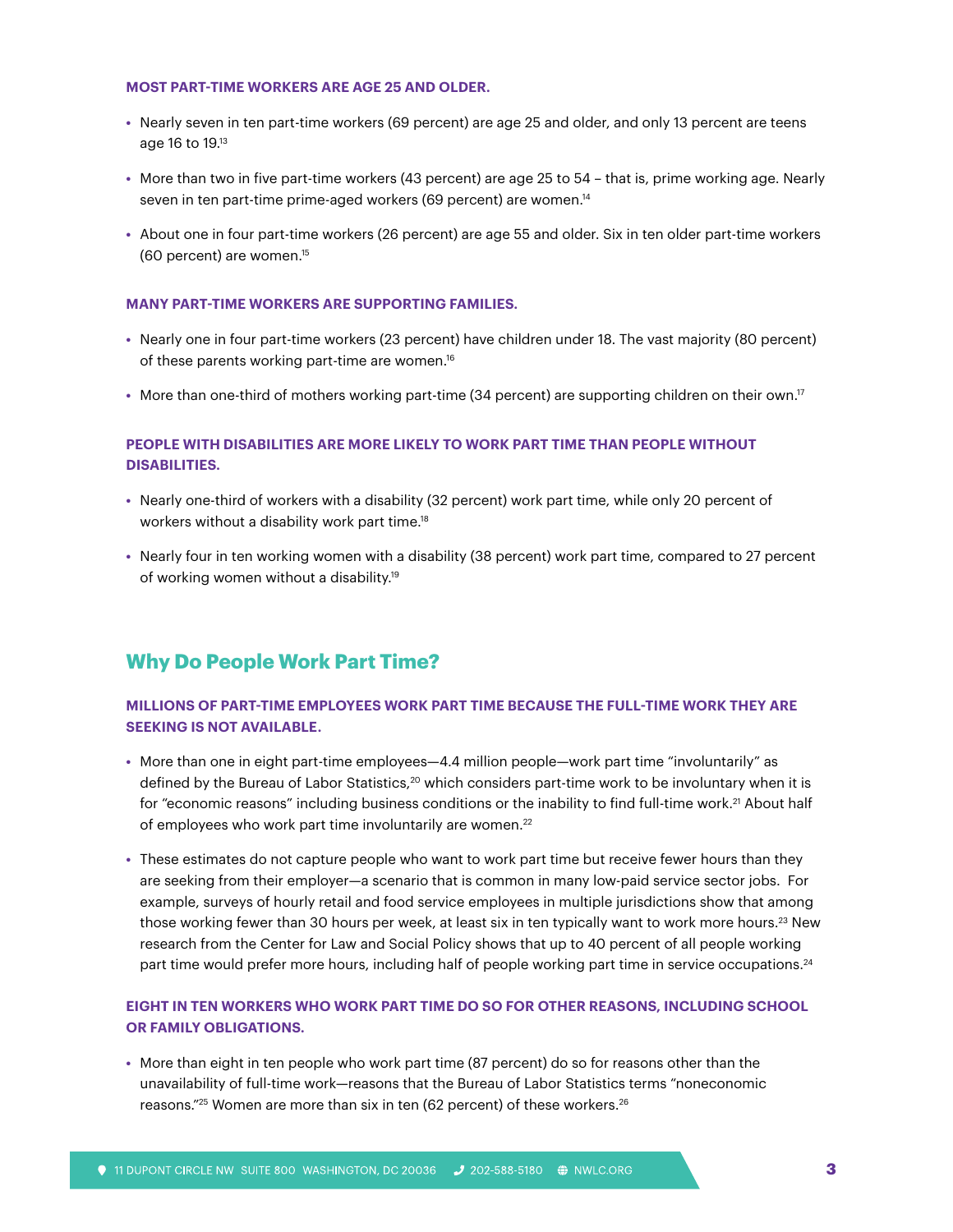### MOST PART-TIME WORKERS ARE AGE 25 AND OLDER.

- Nearly seven in ten part-time workers (69 percent) are age 25 and older, and only 13 percent are teens age 16 to 19.[13]
- More than two in five part-time workers (43 percent) are age 25 to 54 – that is, prime working age. Nearly seven in ten part-time prime-aged workers (69 percent) are women.[14]
- About one in four part-time workers (26 percent) are age 55 and older. Six in ten older part-time workers (60 percent) are women.[15]

### MANY PART-TIME WORKERS ARE SUPPORTING FAMILIES.

- Nearly one in four part-time workers (23 percent) have children under 18. The vast majority (80 percent) of these parents working part-time are women.[16]
- More than one-third of mothers working part-time (34 percent) are supporting children on their own.[17]

### PEOPLE WITH DISABILITIES ARE MORE LIKELY TO WORK PART TIME THAN PEOPLE WITHOUT DISABILITIES.

- Nearly one-third of workers with a disability (32 percent) work part time, while only 20 percent of workers without a disability work part time.[18]
- Nearly four in ten working women with a disability (38 percent) work part time, compared to 27 percent of working women without a disability.[19]

## Why Do People Work Part Time?

### MILLIONS OF PART-TIME EMPLOYEES WORK PART TIME BECAUSE THE FULL-TIME WORK THEY ARE SEEKING IS NOT AVAILABLE.

- More than one in eight part-time employees—4.4 million people—work part time "involuntarily" as defined by the Bureau of Labor Statistics,[20] which considers part-time work to be involuntary when it is for "economic reasons" including business conditions or the inability to find full-time work.[21] About half of employees who work part time involuntarily are women.[22]
- These estimates do not capture people who want to work part time but receive fewer hours than they are seeking from their employer—a scenario that is common in many low-paid service sector jobs. For example, surveys of hourly retail and food service employees in multiple jurisdictions show that among those working fewer than 30 hours per week, at least six in ten typically want to work more hours.[23] New research from the Center for Law and Social Policy shows that up to 40 percent of all people working part time would prefer more hours, including half of people working part time in service occupations.[24]

### EIGHT IN TEN WORKERS WHO WORK PART TIME DO SO FOR OTHER REASONS, INCLUDING SCHOOL OR FAMILY OBLIGATIONS.

- More than eight in ten people who work part time (87 percent) do so for reasons other than the unavailability of full-time work—reasons that the Bureau of Labor Statistics terms "noneconomic reasons."[25] Women are more than six in ten (62 percent) of these workers.[26]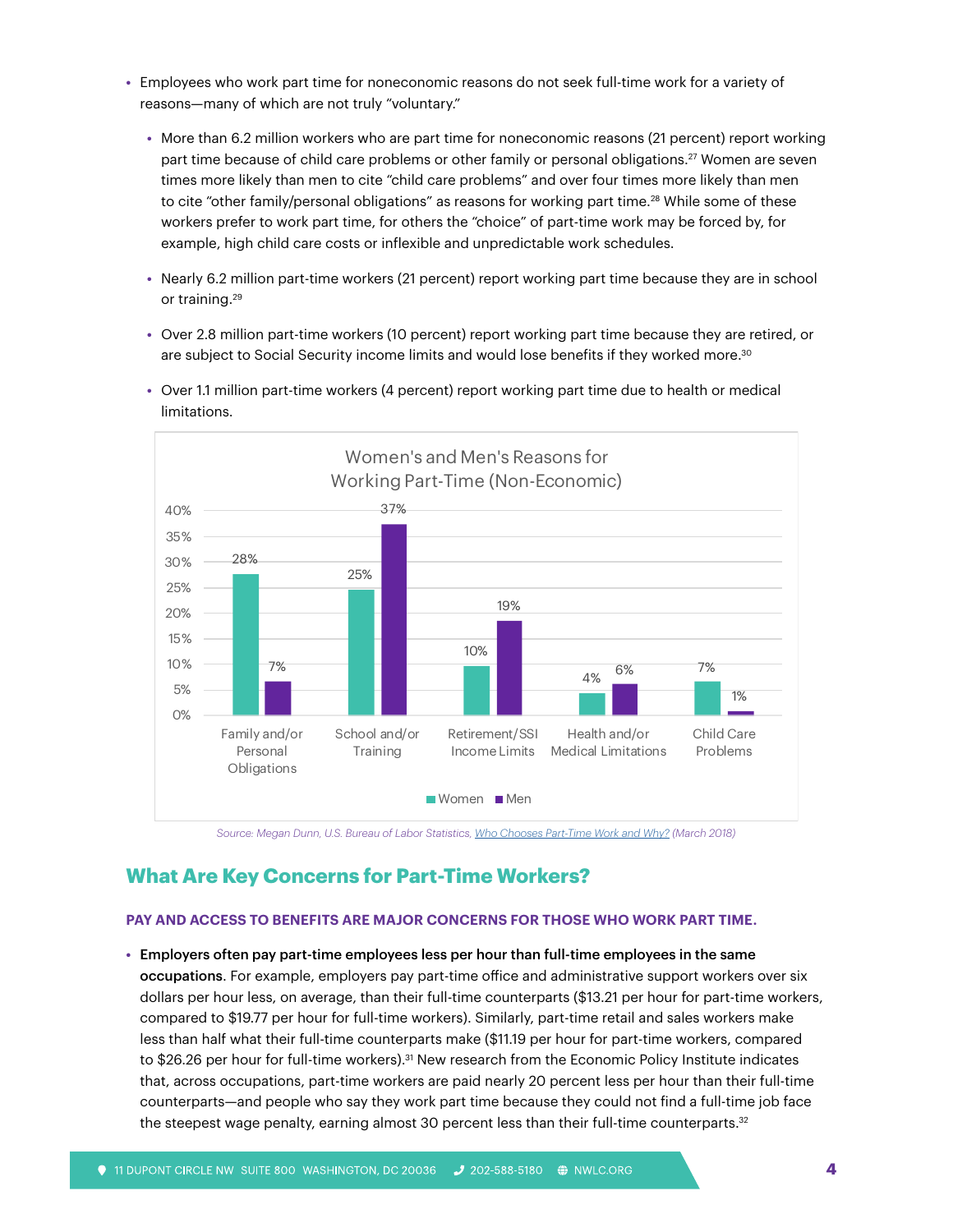- Employees who work part time for noneconomic reasons do not seek full-time work for a variety of reasons—many of which are not truly "voluntary."
  - More than 6.2 million workers who are part time for noneconomic reasons (21 percent) report working part time because of child care problems or other family or personal obligations.[27] Women are seven times more likely than men to cite "child care problems" and over four times more likely than men to cite "other family/personal obligations" as reasons for working part time.[28] While some of these workers prefer to work part time, for others the "choice" of part-time work may be forced by, for example, high child care costs or inflexible and unpredictable work schedules.
  - Nearly 6.2 million part-time workers (21 percent) report working part time because they are in school or training.[29]
  - Over 2.8 million part-time workers (10 percent) report working part time because they are retired, or are subject to Social Security income limits and would lose benefits if they worked more.[30]
  - Over 1.1 million part-time workers (4 percent) report working part time due to health or medical limitations.

**Women's and Men's Reasons for Working Part-Time (Non-Economic)**

| Reason | Women | Men |
| --- | --- | --- |
| Family and/or Personal Obligations | 28% | 7% |
| School and/or Training | 25% | 37% |
| Retirement/SSI Income Limits | 10% | 19% |
| Health and/or Medical Limitations | 4% | 6% |
| Child Care Problems | 7% | 1% |

*Source: Megan Dunn, U.S. Bureau of Labor Statistics, Who Chooses Part-Time Work and Why? (March 2018)*

## What Are Key Concerns for Part-Time Workers?

### PAY AND ACCESS TO BENEFITS ARE MAJOR CONCERNS FOR THOSE WHO WORK PART TIME.

- **Employers often pay part-time employees less per hour than full-time employees in the same occupations**. For example, employers pay part-time office and administrative support workers over six dollars per hour less, on average, than their full-time counterparts ($13.21 per hour for part-time workers, compared to $19.77 per hour for full-time workers). Similarly, part-time retail and sales workers make less than half what their full-time counterparts make ($11.19 per hour for part-time workers, compared to $26.26 per hour for full-time workers).[31] New research from the Economic Policy Institute indicates that, across occupations, part-time workers are paid nearly 20 percent less per hour than their full-time counterparts—and people who say they work part time because they could not find a full-time job face the steepest wage penalty, earning almost 30 percent less than their full-time counterparts.[32]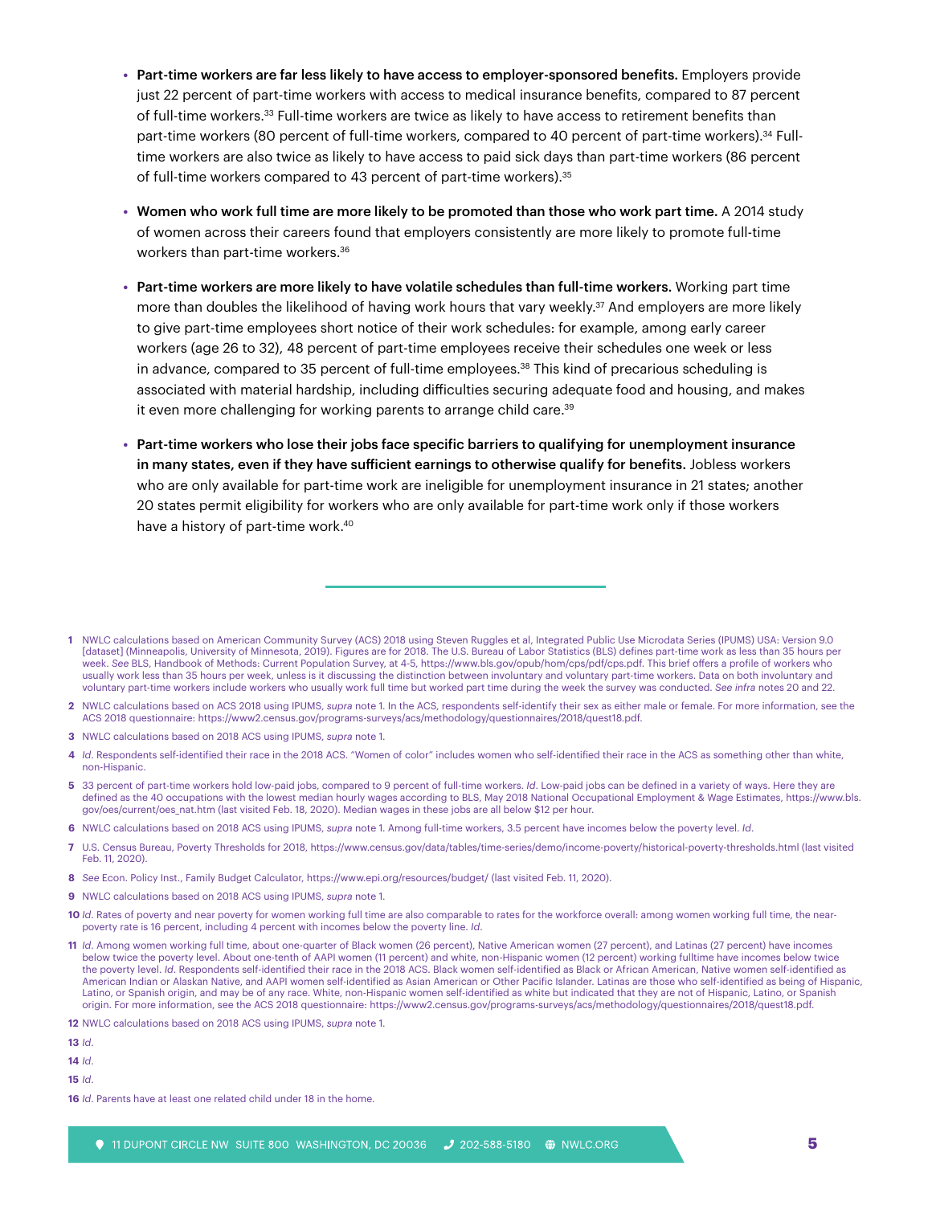- **Part-time workers are far less likely to have access to employer-sponsored benefits.** Employers provide just 22 percent of part-time workers with access to medical insurance benefits, compared to 87 percent of full-time workers.[33] Full-time workers are twice as likely to have access to retirement benefits than part-time workers (80 percent of full-time workers, compared to 40 percent of part-time workers).[34] Full-time workers are also twice as likely to have access to paid sick days than part-time workers (86 percent of full-time workers compared to 43 percent of part-time workers).[35]

- **Women who work full time are more likely to be promoted than those who work part time.** A 2014 study of women across their careers found that employers consistently are more likely to promote full-time workers than part-time workers.[36]

- **Part-time workers are more likely to have volatile schedules than full-time workers.** Working part time more than doubles the likelihood of having work hours that vary weekly.[37] And employers are more likely to give part-time employees short notice of their work schedules: for example, among early career workers (age 26 to 32), 48 percent of part-time employees receive their schedules one week or less in advance, compared to 35 percent of full-time employees.[38] This kind of precarious scheduling is associated with material hardship, including difficulties securing adequate food and housing, and makes it even more challenging for working parents to arrange child care.[39]

- **Part-time workers who lose their jobs face specific barriers to qualifying for unemployment insurance in many states, even if they have sufficient earnings to otherwise qualify for benefits.** Jobless workers who are only available for part-time work are ineligible for unemployment insurance in 21 states; another 20 states permit eligibility for workers who are only available for part-time work only if those workers have a history of part-time work.[40]

---

1 NWLC calculations based on American Community Survey (ACS) 2018 using Steven Ruggles et al, Integrated Public Use Microdata Series (IPUMS) USA: Version 9.0 [dataset] (Minneapolis, University of Minnesota, 2019). Figures are for 2018. The U.S. Bureau of Labor Statistics (BLS) defines part-time work as less than 35 hours per week. *See* BLS, Handbook of Methods: Current Population Survey, at 4-5, https://www.bls.gov/opub/hom/cps/pdf/cps.pdf. This brief offers a profile of workers who usually work less than 35 hours per week, unless is it discussing the distinction between involuntary and voluntary part-time workers. Data on both involuntary and voluntary part-time workers include workers who usually work full time but worked part time during the week the survey was conducted. *See infra* notes 20 and 22.

2 NWLC calculations based on ACS 2018 using IPUMS, *supra* note 1. In the ACS, respondents self-identify their sex as either male or female. For more information, see the ACS 2018 questionnaire: https://www2.census.gov/programs-surveys/acs/methodology/questionnaires/2018/quest18.pdf.

3 NWLC calculations based on 2018 ACS using IPUMS, *supra* note 1.

4 *Id*. Respondents self-identified their race in the 2018 ACS. "Women of color" includes women who self-identified their race in the ACS as something other than white, non-Hispanic.

5 33 percent of part-time workers hold low-paid jobs, compared to 9 percent of full-time workers. *Id*. Low-paid jobs can be defined in a variety of ways. Here they are defined as the 40 occupations with the lowest median hourly wages according to BLS, May 2018 National Occupational Employment & Wage Estimates, https://www.bls.gov/oes/current/oes_nat.htm (last visited Feb. 18, 2020). Median wages in these jobs are all below $12 per hour.

6 NWLC calculations based on 2018 ACS using IPUMS, *supra* note 1. Among full-time workers, 3.5 percent have incomes below the poverty level. *Id*.

7 U.S. Census Bureau, Poverty Thresholds for 2018, https://www.census.gov/data/tables/time-series/demo/income-poverty/historical-poverty-thresholds.html (last visited Feb. 11, 2020).

8 *See* Econ. Policy Inst., Family Budget Calculator, https://www.epi.org/resources/budget/ (last visited Feb. 11, 2020).

9 NWLC calculations based on 2018 ACS using IPUMS, *supra* note 1.

10 *Id*. Rates of poverty and near poverty for women working full time are also comparable to rates for the workforce overall: among women working full time, the near-poverty rate is 16 percent, including 4 percent with incomes below the poverty line. *Id*.

11 *Id*. Among women working full time, about one-quarter of Black women (26 percent), Native American women (27 percent), and Latinas (27 percent) have incomes below twice the poverty level. About one-tenth of AAPI women (11 percent) and white, non-Hispanic women (12 percent) working fulltime have incomes below twice the poverty level. *Id*. Respondents self-identified their race in the 2018 ACS. Black women self-identified as Black or African American, Native women self-identified as American Indian or Alaskan Native, and AAPI women self-identified as Asian American or Other Pacific Islander. Latinas are those who self-identified as being of Hispanic, Latino, or Spanish origin, and may be of any race. White, non-Hispanic women self-identified as white but indicated that they are not of Hispanic, Latino, or Spanish origin. For more information, see the ACS 2018 questionnaire: https://www2.census.gov/programs-surveys/acs/methodology/questionnaires/2018/quest18.pdf.

12 NWLC calculations based on 2018 ACS using IPUMS, *supra* note 1.

13 *Id*.

14 *Id*.

15 *Id*.

16 *Id*. Parents have at least one related child under 18 in the home.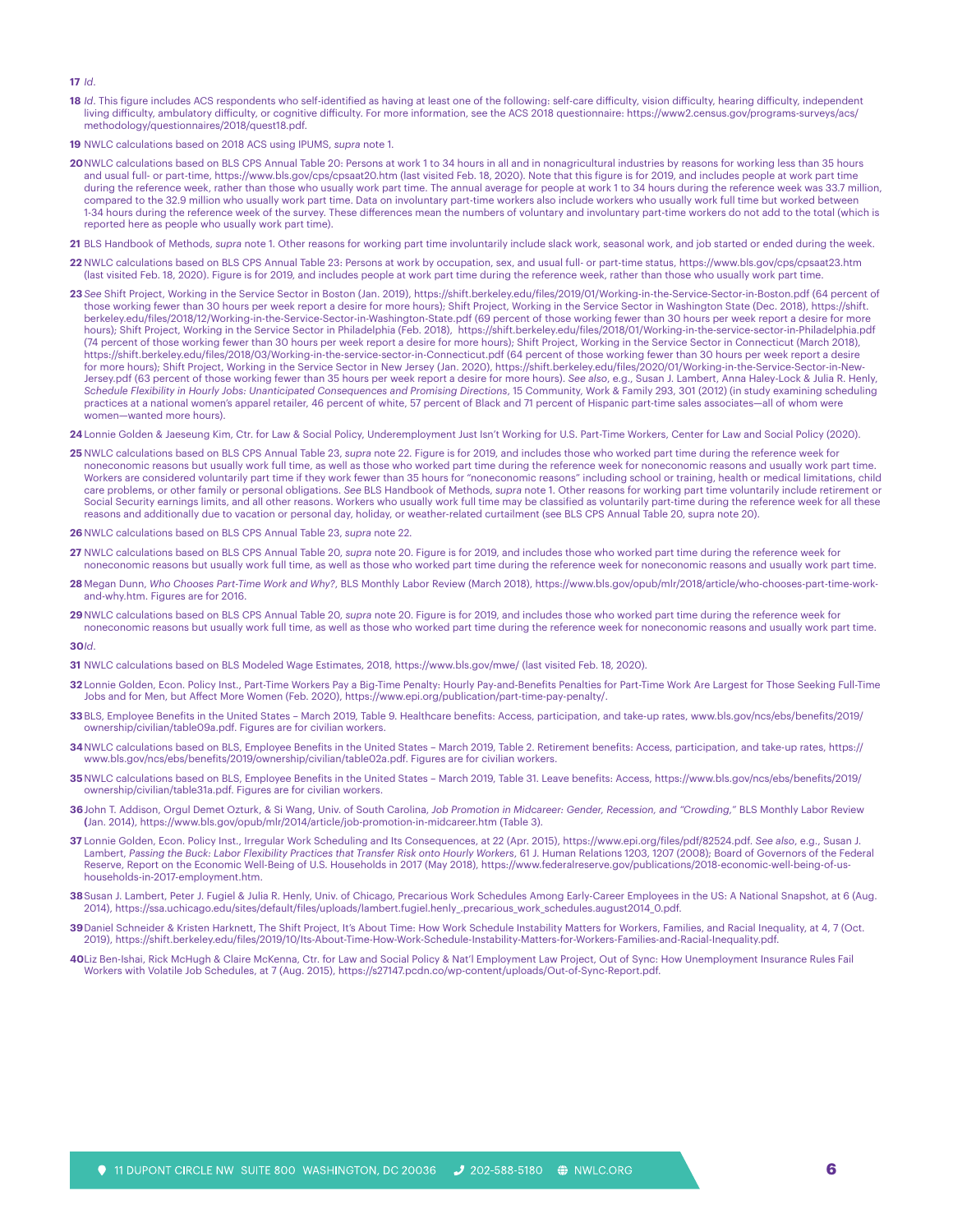**17** *Id*.

**18** *Id*. This figure includes ACS respondents who self-identified as having at least one of the following: self-care difficulty, vision difficulty, hearing difficulty, independent living difficulty, ambulatory difficulty, or cognitive difficulty. For more information, see the ACS 2018 questionnaire: https://www2.census.gov/programs-surveys/acs/methodology/questionnaires/2018/quest18.pdf.

**19** NWLC calculations based on 2018 ACS using IPUMS, *supra* note 1.

**20** NWLC calculations based on BLS CPS Annual Table 20: Persons at work 1 to 34 hours in all and in nonagricultural industries by reasons for working less than 35 hours and usual full- or part-time, https://www.bls.gov/cps/cpsaat20.htm (last visited Feb. 18, 2020). Note that this figure is for 2019, and includes people at work part time during the reference week, rather than those who usually work part time. The annual average for people at work 1 to 34 hours during the reference week was 33.7 million, compared to the 32.9 million who usually work part time. Data on involuntary part-time workers also include workers who usually work full time but worked between 1-34 hours during the reference week of the survey. These differences mean the numbers of voluntary and involuntary part-time workers do not add to the total (which is reported here as people who usually work part time).

**21** BLS Handbook of Methods, *supra* note 1. Other reasons for working part time involuntarily include slack work, seasonal work, and job started or ended during the week.

**22** NWLC calculations based on BLS CPS Annual Table 23: Persons at work by occupation, sex, and usual full- or part-time status, https://www.bls.gov/cps/cpsaat23.htm (last visited Feb. 18, 2020). Figure is for 2019, and includes people at work part time during the reference week, rather than those who usually work part time.

**23** *See* Shift Project, Working in the Service Sector in Boston (Jan. 2019), https://shift.berkeley.edu/files/2019/01/Working-in-the-Service-Sector-in-Boston.pdf (64 percent of those working fewer than 30 hours per week report a desire for more hours); Shift Project, Working in the Service Sector in Washington State (Dec. 2018), https://shift.berkeley.edu/files/2018/12/Working-in-the-Service-Sector-in-Washington-State.pdf (69 percent of those working fewer than 30 hours per week report a desire for more hours); Shift Project, Working in the Service Sector in Philadelphia (Feb. 2018), https://shift.berkeley.edu/files/2018/01/Working-in-the-service-sector-in-Philadelphia.pdf (74 percent of those working fewer than 30 hours per week report a desire for more hours); Shift Project, Working in the Service Sector in Connecticut (March 2018), https://shift.berkeley.edu/files/2018/03/Working-in-the-service-sector-in-Connecticut.pdf (64 percent of those working fewer than 30 hours per week report a desire for more hours); Shift Project, Working in the Service Sector in New Jersey (Jan. 2020), https://shift.berkeley.edu/files/2020/01/Working-in-the-Service-Sector-in-New-Jersey.pdf (63 percent of those working fewer than 35 hours per week report a desire for more hours). *See also*, e.g., Susan J. Lambert, Anna Haley-Lock & Julia R. Henly, *Schedule Flexibility in Hourly Jobs: Unanticipated Consequences and Promising Directions*, 15 Community, Work & Family 293, 301 (2012) (in study examining scheduling practices at a national women's apparel retailer, 46 percent of white, 57 percent of Black and 71 percent of Hispanic part-time sales associates—all of whom were women—wanted more hours).

**24** Lonnie Golden & Jaeseung Kim, Ctr. for Law & Social Policy, Underemployment Just Isn't Working for U.S. Part-Time Workers, Center for Law and Social Policy (2020).

**25** NWLC calculations based on BLS CPS Annual Table 23, *supra* note 22. Figure is for 2019, and includes those who worked part time during the reference week for noneconomic reasons but usually work full time, as well as those who worked part time during the reference week for noneconomic reasons and usually work part time. Workers are considered voluntarily part time if they work fewer than 35 hours for "noneconomic reasons" including school or training, health or medical limitations, child care problems, or other family or personal obligations. *See* BLS Handbook of Methods, *supra* note 1. Other reasons for working part time voluntarily include retirement or Social Security earnings limits, and all other reasons. Workers who usually work full time may be classified as voluntarily part-time during the reference week for all these reasons and additionally due to vacation or personal day, holiday, or weather-related curtailment (see BLS CPS Annual Table 20, supra note 20).

**26** NWLC calculations based on BLS CPS Annual Table 23, *supra* note 22.

**27** NWLC calculations based on BLS CPS Annual Table 20, *supra* note 20. Figure is for 2019, and includes those who worked part time during the reference week for noneconomic reasons but usually work full time, as well as those who worked part time during the reference week for noneconomic reasons and usually work part time.

**28** Megan Dunn, *Who Chooses Part-Time Work and Why?*, BLS Monthly Labor Review (March 2018), https://www.bls.gov/opub/mlr/2018/article/who-chooses-part-time-work-and-why.htm. Figures are for 2016.

**29** NWLC calculations based on BLS CPS Annual Table 20, *supra* note 20. Figure is for 2019, and includes those who worked part time during the reference week for noneconomic reasons but usually work full time, as well as those who worked part time during the reference week for noneconomic reasons and usually work part time.

**30** *Id*.

**31** NWLC calculations based on BLS Modeled Wage Estimates, 2018, https://www.bls.gov/mwe/ (last visited Feb. 18, 2020).

**32** Lonnie Golden, Econ. Policy Inst., Part-Time Workers Pay a Big-Time Penalty: Hourly Pay-and-Benefits Penalties for Part-Time Work Are Largest for Those Seeking Full-Time Jobs and for Men, but Affect More Women (Feb. 2020), https://www.epi.org/publication/part-time-pay-penalty/.

**33** BLS, Employee Benefits in the United States – March 2019, Table 9. Healthcare benefits: Access, participation, and take-up rates, www.bls.gov/ncs/ebs/benefits/2019/ownership/civilian/table09a.pdf. Figures are for civilian workers.

**34** NWLC calculations based on BLS, Employee Benefits in the United States – March 2019, Table 2. Retirement benefits: Access, participation, and take-up rates, https://www.bls.gov/ncs/ebs/benefits/2019/ownership/civilian/table02a.pdf. Figures are for civilian workers.

**35** NWLC calculations based on BLS, Employee Benefits in the United States – March 2019, Table 31. Leave benefits: Access, https://www.bls.gov/ncs/ebs/benefits/2019/ownership/civilian/table31a.pdf. Figures are for civilian workers.

**36** John T. Addison, Orgul Demet Ozturk, & Si Wang, Univ. of South Carolina, *Job Promotion in Midcareer: Gender, Recession, and "Crowding,"* BLS Monthly Labor Review (Jan. 2014), https://www.bls.gov/opub/mlr/2014/article/job-promotion-in-midcareer.htm (Table 3).

**37** Lonnie Golden, Econ. Policy Inst., Irregular Work Scheduling and Its Consequences, at 22 (Apr. 2015), https://www.epi.org/files/pdf/82524.pdf. *See also*, e.g., Susan J. Lambert, *Passing the Buck: Labor Flexibility Practices that Transfer Risk onto Hourly Workers*, 61 J. Human Relations 1203, 1207 (2008); Board of Governors of the Federal Reserve, Report on the Economic Well-Being of U.S. Households in 2017 (May 2018), https://www.federalreserve.gov/publications/2018-economic-well-being-of-us-households-in-2017-employment.htm.

**38** Susan J. Lambert, Peter J. Fugiel & Julia R. Henly, Univ. of Chicago, Precarious Work Schedules Among Early-Career Employees in the US: A National Snapshot, at 6 (Aug. 2014), https://ssa.uchicago.edu/sites/default/files/uploads/lambert.fugiel.henly_.precarious_work_schedules.august2014_0.pdf.

**39** Daniel Schneider & Kristen Harknett, The Shift Project, It's About Time: How Work Schedule Instability Matters for Workers, Families, and Racial Inequality, at 4, 7 (Oct. 2019), https://shift.berkeley.edu/files/2019/10/Its-About-Time-How-Work-Schedule-Instability-Matters-for-Workers-Families-and-Racial-Inequality.pdf.

**40** Liz Ben-Ishai, Rick McHugh & Claire McKenna, Ctr. for Law and Social Policy & Nat'l Employment Law Project, Out of Sync: How Unemployment Insurance Rules Fail Workers with Volatile Job Schedules, at 7 (Aug. 2015), https://s27147.pcdn.co/wp-content/uploads/Out-of-Sync-Report.pdf.